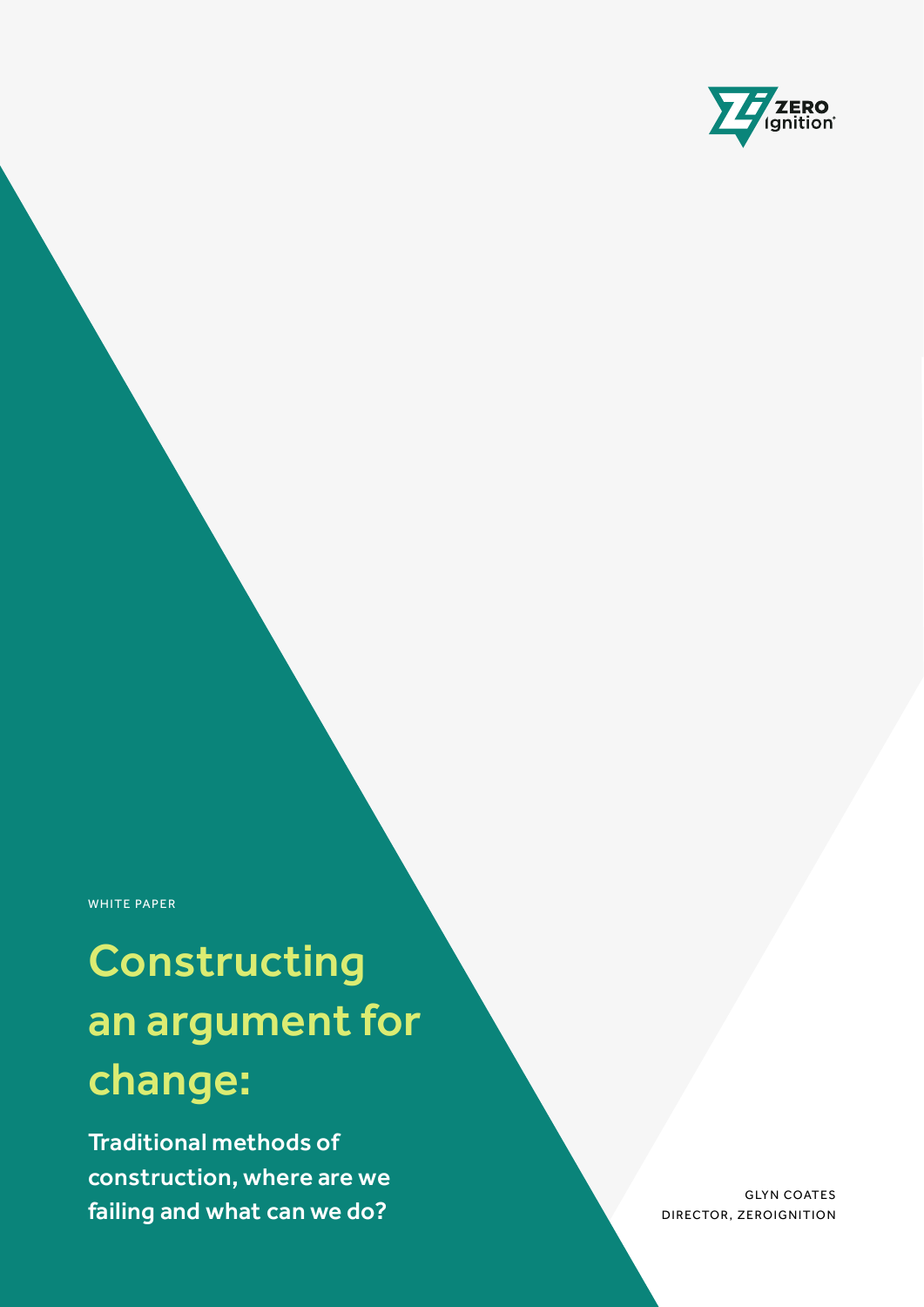ZERO ignition®

WHITE PAPER

# Constructing an argument for change:

## Traditional methods of construction, where are we failing and what can we do?

GLYN COATES
DIRECTOR, ZEROIGNITION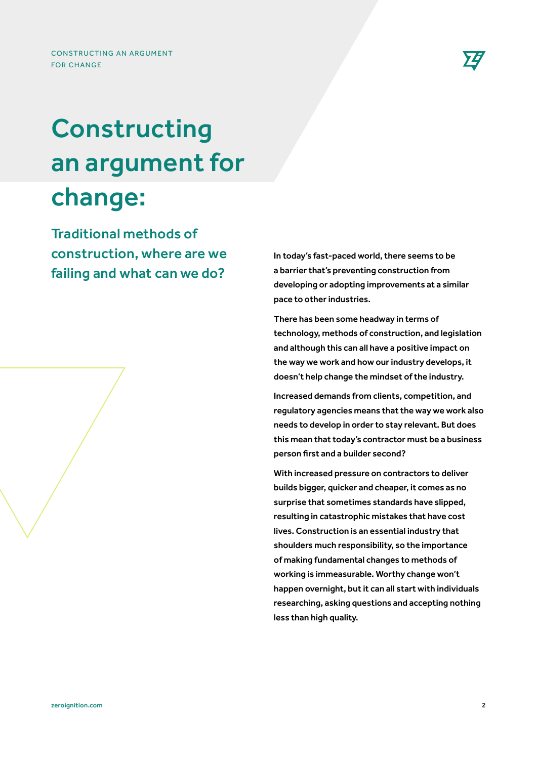# Constructing an argument for change:

## Traditional methods of construction, where are we failing and what can we do?

**In today's fast-paced world, there seems to be a barrier that's preventing construction from developing or adopting improvements at a similar pace to other industries.**

**There has been some headway in terms of technology, methods of construction, and legislation and although this can all have a positive impact on the way we work and how our industry develops, it doesn't help change the mindset of the industry.**

**Increased demands from clients, competition, and regulatory agencies means that the way we work also needs to develop in order to stay relevant. But does this mean that today's contractor must be a business person first and a builder second?**

**With increased pressure on contractors to deliver builds bigger, quicker and cheaper, it comes as no surprise that sometimes standards have slipped, resulting in catastrophic mistakes that have cost lives. Construction is an essential industry that shoulders much responsibility, so the importance of making fundamental changes to methods of working is immeasurable. Worthy change won't happen overnight, but it can all start with individuals researching, asking questions and accepting nothing less than high quality.**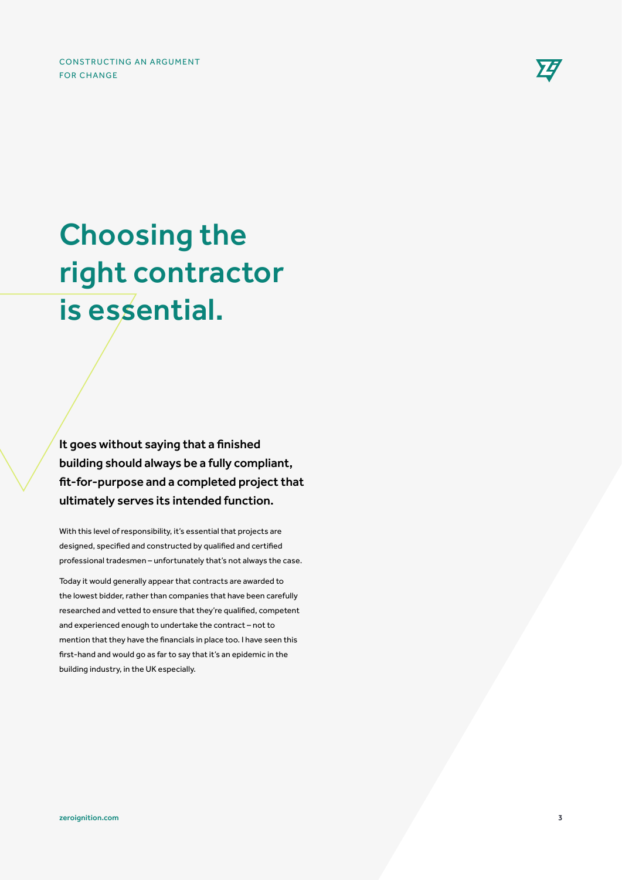# Choosing the right contractor is essential.

**It goes without saying that a finished building should always be a fully compliant, fit-for-purpose and a completed project that ultimately serves its intended function.**

With this level of responsibility, it's essential that projects are designed, specified and constructed by qualified and certified professional tradesmen – unfortunately that's not always the case.

Today it would generally appear that contracts are awarded to the lowest bidder, rather than companies that have been carefully researched and vetted to ensure that they're qualified, competent and experienced enough to undertake the contract – not to mention that they have the financials in place too. I have seen this first-hand and would go as far to say that it's an epidemic in the building industry, in the UK especially.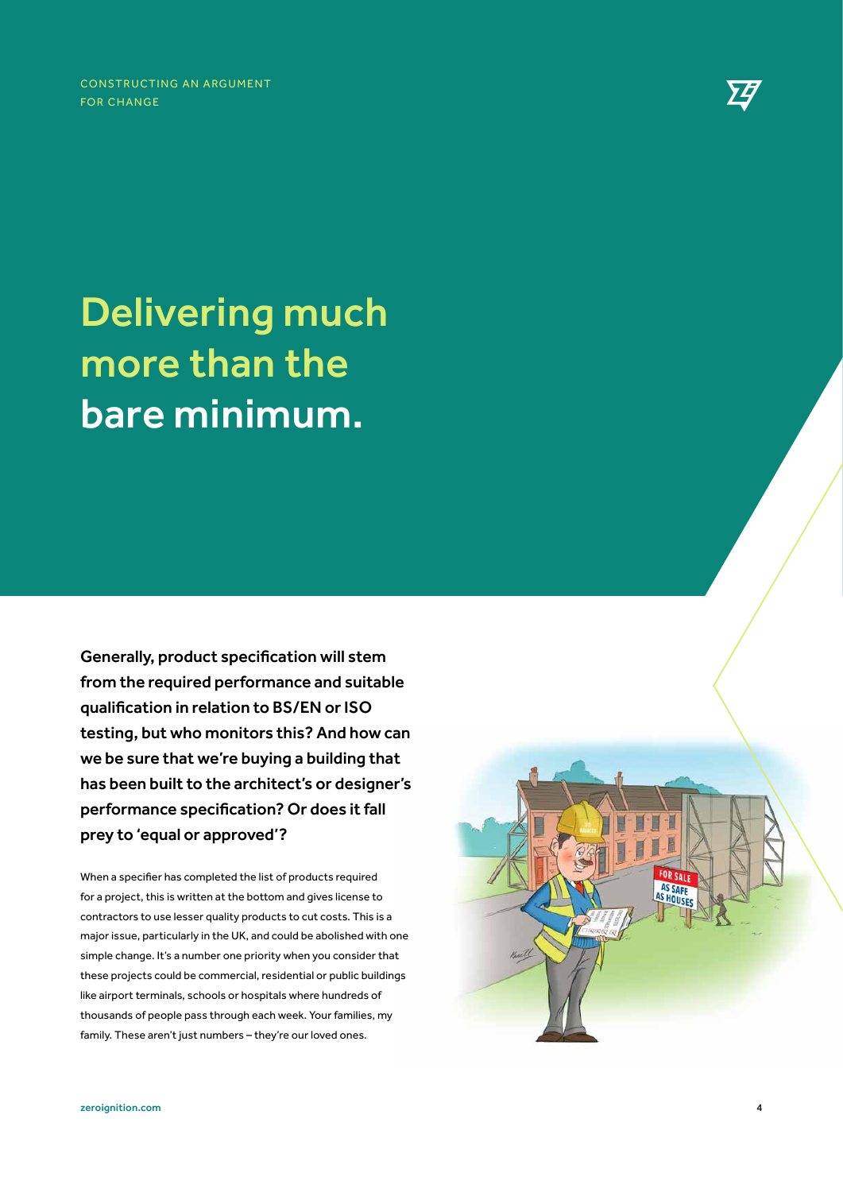CONSTRUCTING AN ARGUMENT FOR CHANGE

# Delivering much more than the bare minimum.

**Generally, product specification will stem from the required performance and suitable qualification in relation to BS/EN or ISO testing, but who monitors this? And how can we be sure that we're buying a building that has been built to the architect's or designer's performance specification? Or does it fall prey to 'equal or approved'?**

When a specifier has completed the list of products required for a project, this is written at the bottom and gives license to contractors to use lesser quality products to cut costs. This is a major issue, particularly in the UK, and could be abolished with one simple change. It's a number one priority when you consider that these projects could be commercial, residential or public buildings like airport terminals, schools or hospitals where hundreds of thousands of people pass through each week. Your families, my family. These aren't just numbers – they're our loved ones.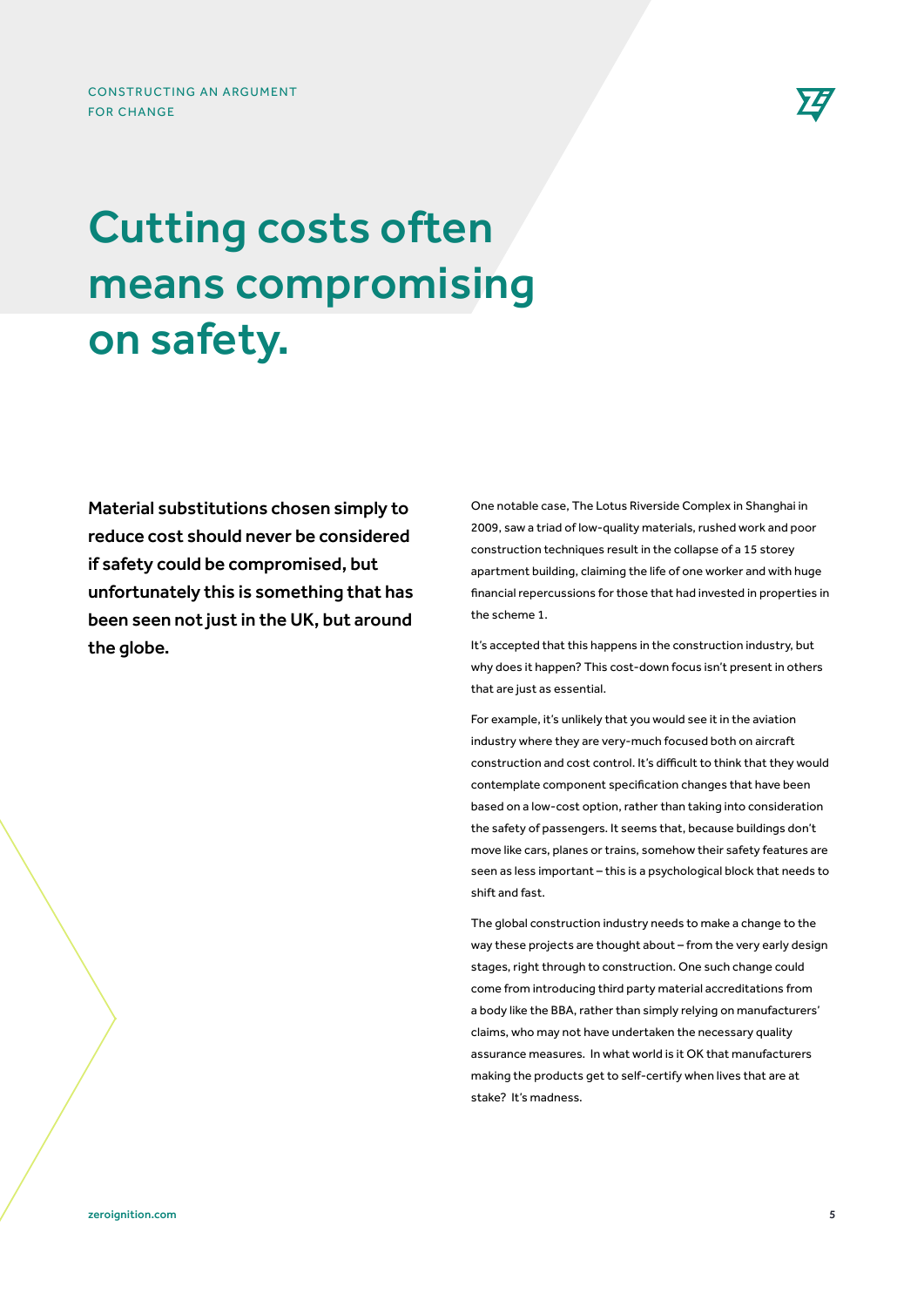# Cutting costs often means compromising on safety.

**Material substitutions chosen simply to reduce cost should never be considered if safety could be compromised, but unfortunately this is something that has been seen not just in the UK, but around the globe.**

One notable case, The Lotus Riverside Complex in Shanghai in 2009, saw a triad of low-quality materials, rushed work and poor construction techniques result in the collapse of a 15 storey apartment building, claiming the life of one worker and with huge financial repercussions for those that had invested in properties in the scheme 1.

It's accepted that this happens in the construction industry, but why does it happen? This cost-down focus isn't present in others that are just as essential.

For example, it's unlikely that you would see it in the aviation industry where they are very-much focused both on aircraft construction and cost control. It's difficult to think that they would contemplate component specification changes that have been based on a low-cost option, rather than taking into consideration the safety of passengers. It seems that, because buildings don't move like cars, planes or trains, somehow their safety features are seen as less important – this is a psychological block that needs to shift and fast.

The global construction industry needs to make a change to the way these projects are thought about – from the very early design stages, right through to construction. One such change could come from introducing third party material accreditations from a body like the BBA, rather than simply relying on manufacturers' claims, who may not have undertaken the necessary quality assurance measures. In what world is it OK that manufacturers making the products get to self-certify when lives that are at stake? It's madness.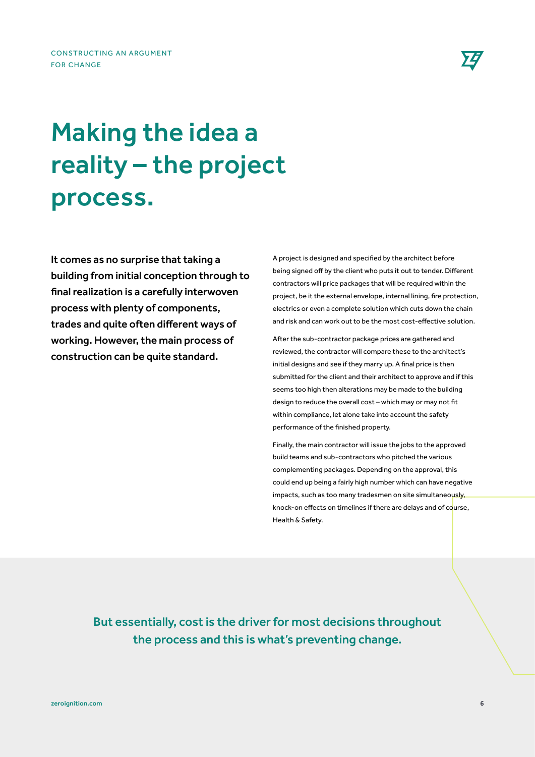# Making the idea a reality – the project process.

**It comes as no surprise that taking a building from initial conception through to final realization is a carefully interwoven process with plenty of components, trades and quite often different ways of working. However, the main process of construction can be quite standard.**

A project is designed and specified by the architect before being signed off by the client who puts it out to tender. Different contractors will price packages that will be required within the project, be it the external envelope, internal lining, fire protection, electrics or even a complete solution which cuts down the chain and risk and can work out to be the most cost-effective solution.

After the sub-contractor package prices are gathered and reviewed, the contractor will compare these to the architect's initial designs and see if they marry up. A final price is then submitted for the client and their architect to approve and if this seems too high then alterations may be made to the building design to reduce the overall cost – which may or may not fit within compliance, let alone take into account the safety performance of the finished property.

Finally, the main contractor will issue the jobs to the approved build teams and sub-contractors who pitched the various complementing packages. Depending on the approval, this could end up being a fairly high number which can have negative impacts, such as too many tradesmen on site simultaneously, knock-on effects on timelines if there are delays and of course, Health & Safety.

**But essentially, cost is the driver for most decisions throughout the process and this is what's preventing change.**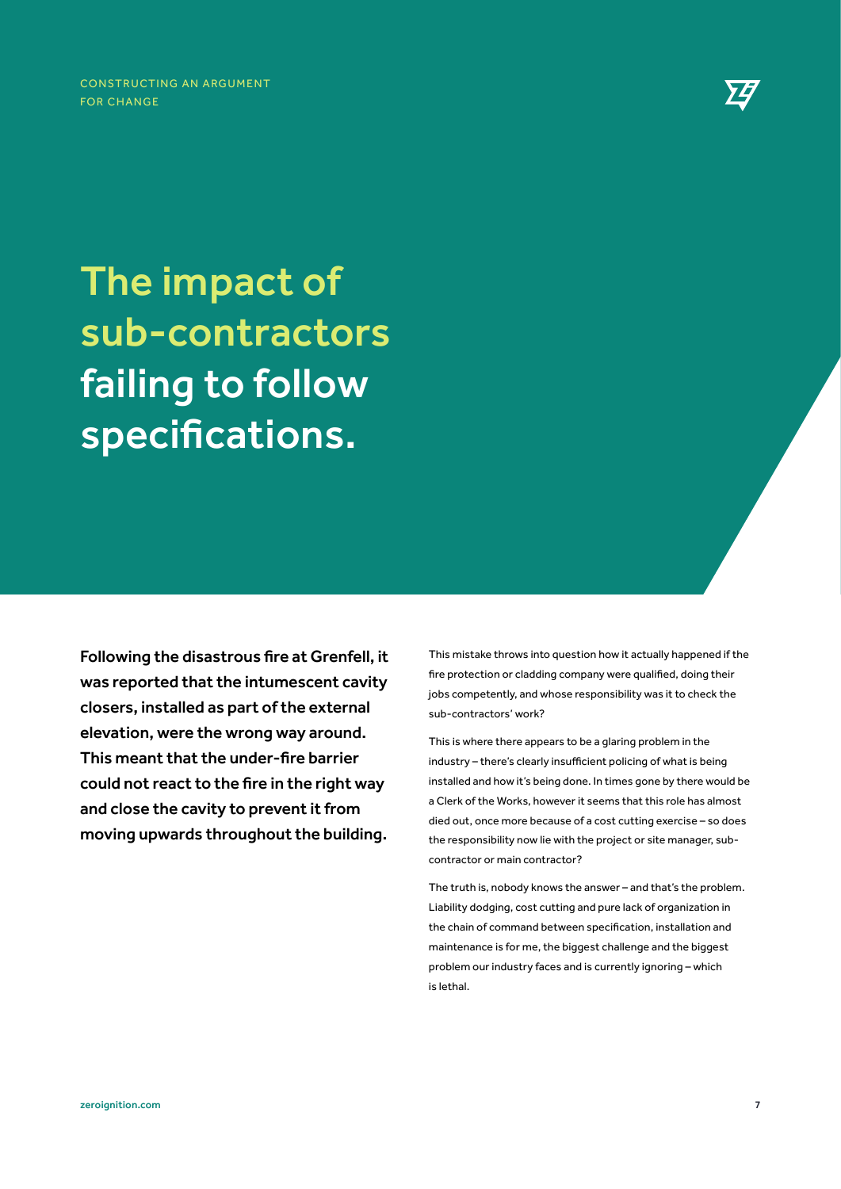# The impact of sub-contractors failing to follow specifications.

**Following the disastrous fire at Grenfell, it was reported that the intumescent cavity closers, installed as part of the external elevation, were the wrong way around. This meant that the under-fire barrier could not react to the fire in the right way and close the cavity to prevent it from moving upwards throughout the building.**

This mistake throws into question how it actually happened if the fire protection or cladding company were qualified, doing their jobs competently, and whose responsibility was it to check the sub-contractors' work?

This is where there appears to be a glaring problem in the industry – there's clearly insufficient policing of what is being installed and how it's being done. In times gone by there would be a Clerk of the Works, however it seems that this role has almost died out, once more because of a cost cutting exercise – so does the responsibility now lie with the project or site manager, sub-contractor or main contractor?

The truth is, nobody knows the answer – and that's the problem. Liability dodging, cost cutting and pure lack of organization in the chain of command between specification, installation and maintenance is for me, the biggest challenge and the biggest problem our industry faces and is currently ignoring – which is lethal.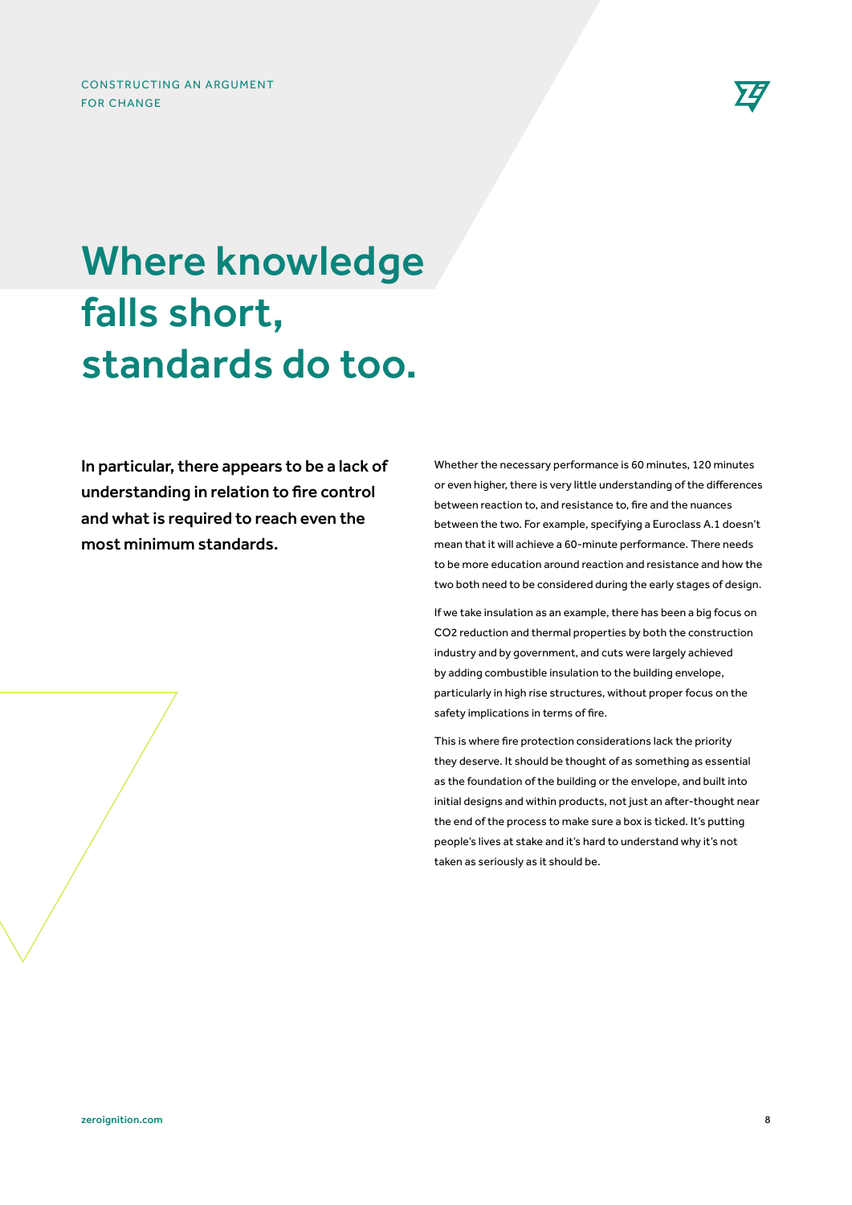# Where knowledge falls short, standards do too.

**In particular, there appears to be a lack of understanding in relation to fire control and what is required to reach even the most minimum standards.**

Whether the necessary performance is 60 minutes, 120 minutes or even higher, there is very little understanding of the differences between reaction to, and resistance to, fire and the nuances between the two. For example, specifying a Euroclass A.1 doesn't mean that it will achieve a 60-minute performance. There needs to be more education around reaction and resistance and how the two both need to be considered during the early stages of design.

If we take insulation as an example, there has been a big focus on $CO_2$ reduction and thermal properties by both the construction industry and by government, and cuts were largely achieved by adding combustible insulation to the building envelope, particularly in high rise structures, without proper focus on the safety implications in terms of fire.

This is where fire protection considerations lack the priority they deserve. It should be thought of as something as essential as the foundation of the building or the envelope, and built into initial designs and within products, not just an after-thought near the end of the process to make sure a box is ticked. It's putting people's lives at stake and it's hard to understand why it's not taken as seriously as it should be.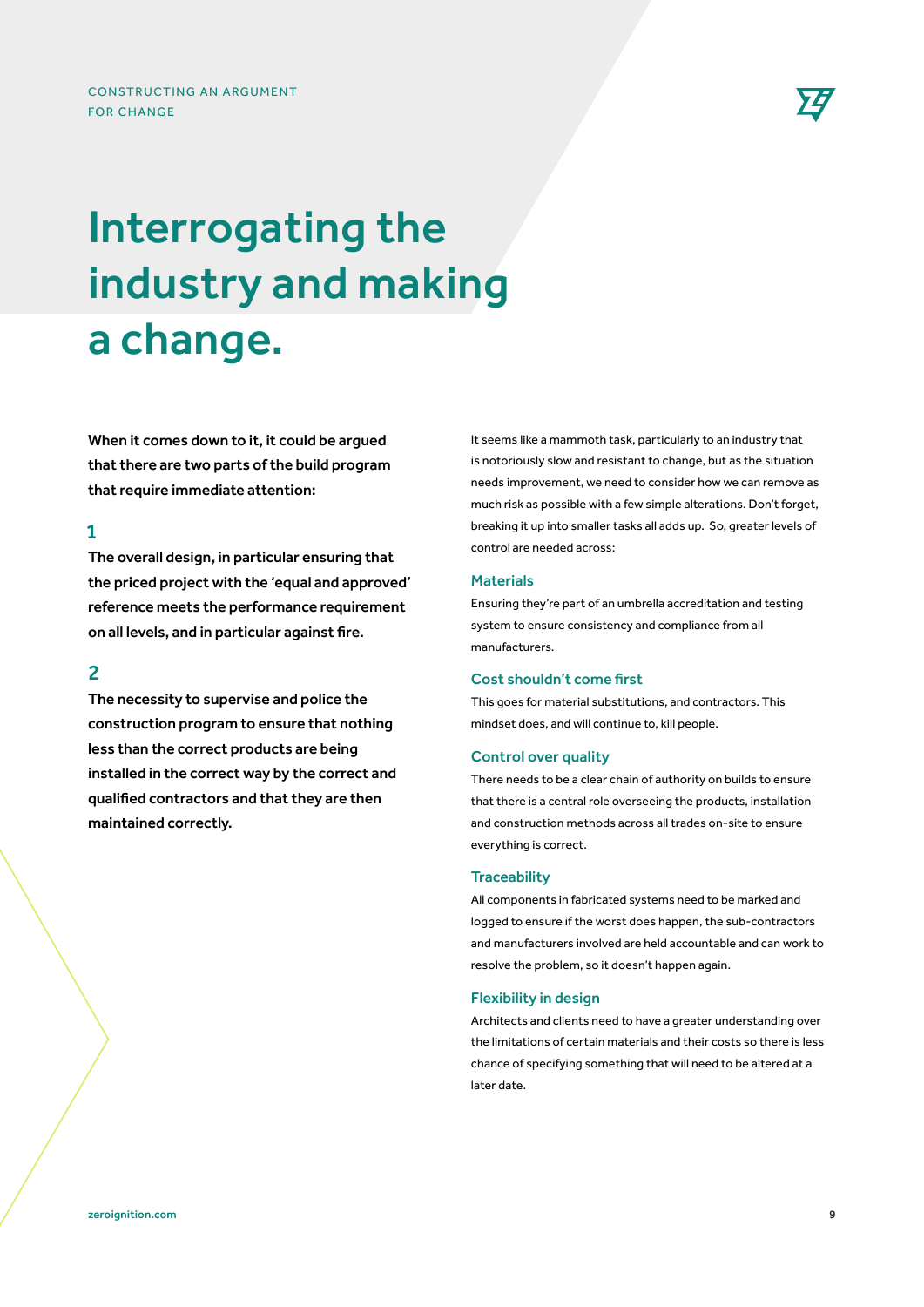# Interrogating the industry and making a change.

**When it comes down to it, it could be argued that there are two parts of the build program that require immediate attention:**

## 1

**The overall design, in particular ensuring that the priced project with the 'equal and approved' reference meets the performance requirement on all levels, and in particular against fire.**

## 2

**The necessity to supervise and police the construction program to ensure that nothing less than the correct products are being installed in the correct way by the correct and qualified contractors and that they are then maintained correctly.**

It seems like a mammoth task, particularly to an industry that is notoriously slow and resistant to change, but as the situation needs improvement, we need to consider how we can remove as much risk as possible with a few simple alterations. Don't forget, breaking it up into smaller tasks all adds up. So, greater levels of control are needed across:

### Materials

Ensuring they're part of an umbrella accreditation and testing system to ensure consistency and compliance from all manufacturers.

### Cost shouldn't come first

This goes for material substitutions, and contractors. This mindset does, and will continue to, kill people.

### Control over quality

There needs to be a clear chain of authority on builds to ensure that there is a central role overseeing the products, installation and construction methods across all trades on-site to ensure everything is correct.

### Traceability

All components in fabricated systems need to be marked and logged to ensure if the worst does happen, the sub-contractors and manufacturers involved are held accountable and can work to resolve the problem, so it doesn't happen again.

### Flexibility in design

Architects and clients need to have a greater understanding over the limitations of certain materials and their costs so there is less chance of specifying something that will need to be altered at a later date.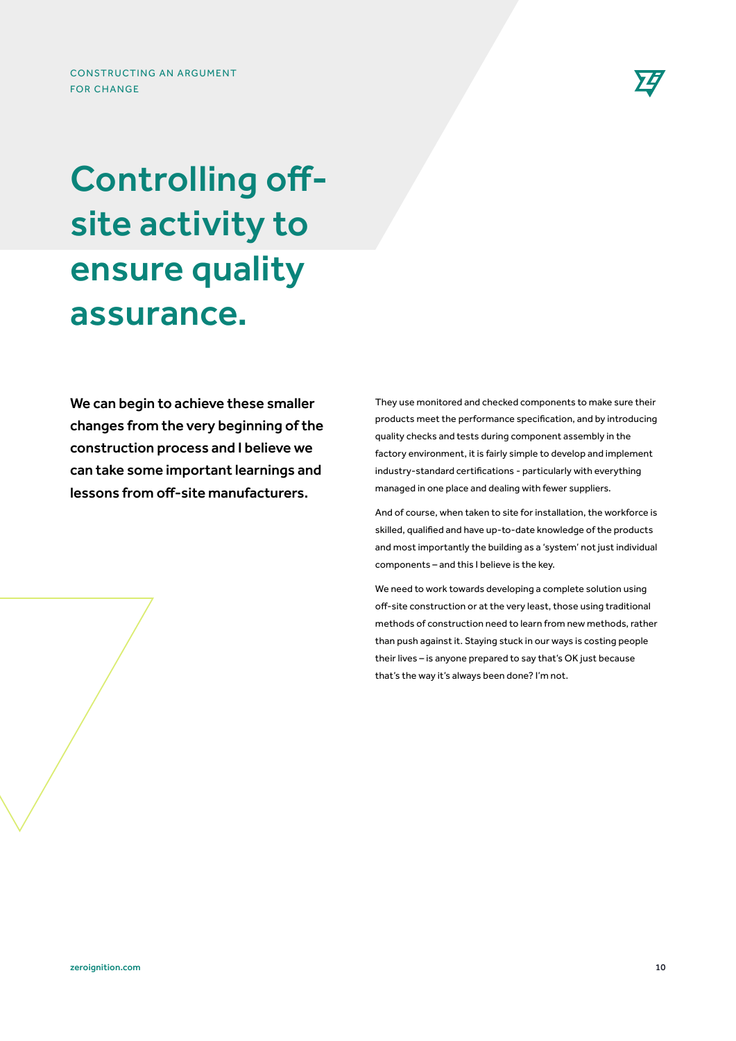CONSTRUCTING AN ARGUMENT FOR CHANGE

# Controlling off-site activity to ensure quality assurance.

**We can begin to achieve these smaller changes from the very beginning of the construction process and I believe we can take some important learnings and lessons from off-site manufacturers.**

They use monitored and checked components to make sure their products meet the performance specification, and by introducing quality checks and tests during component assembly in the factory environment, it is fairly simple to develop and implement industry-standard certifications - particularly with everything managed in one place and dealing with fewer suppliers.

And of course, when taken to site for installation, the workforce is skilled, qualified and have up-to-date knowledge of the products and most importantly the building as a 'system' not just individual components – and this I believe is the key.

We need to work towards developing a complete solution using off-site construction or at the very least, those using traditional methods of construction need to learn from new methods, rather than push against it. Staying stuck in our ways is costing people their lives – is anyone prepared to say that's OK just because that's the way it's always been done? I'm not.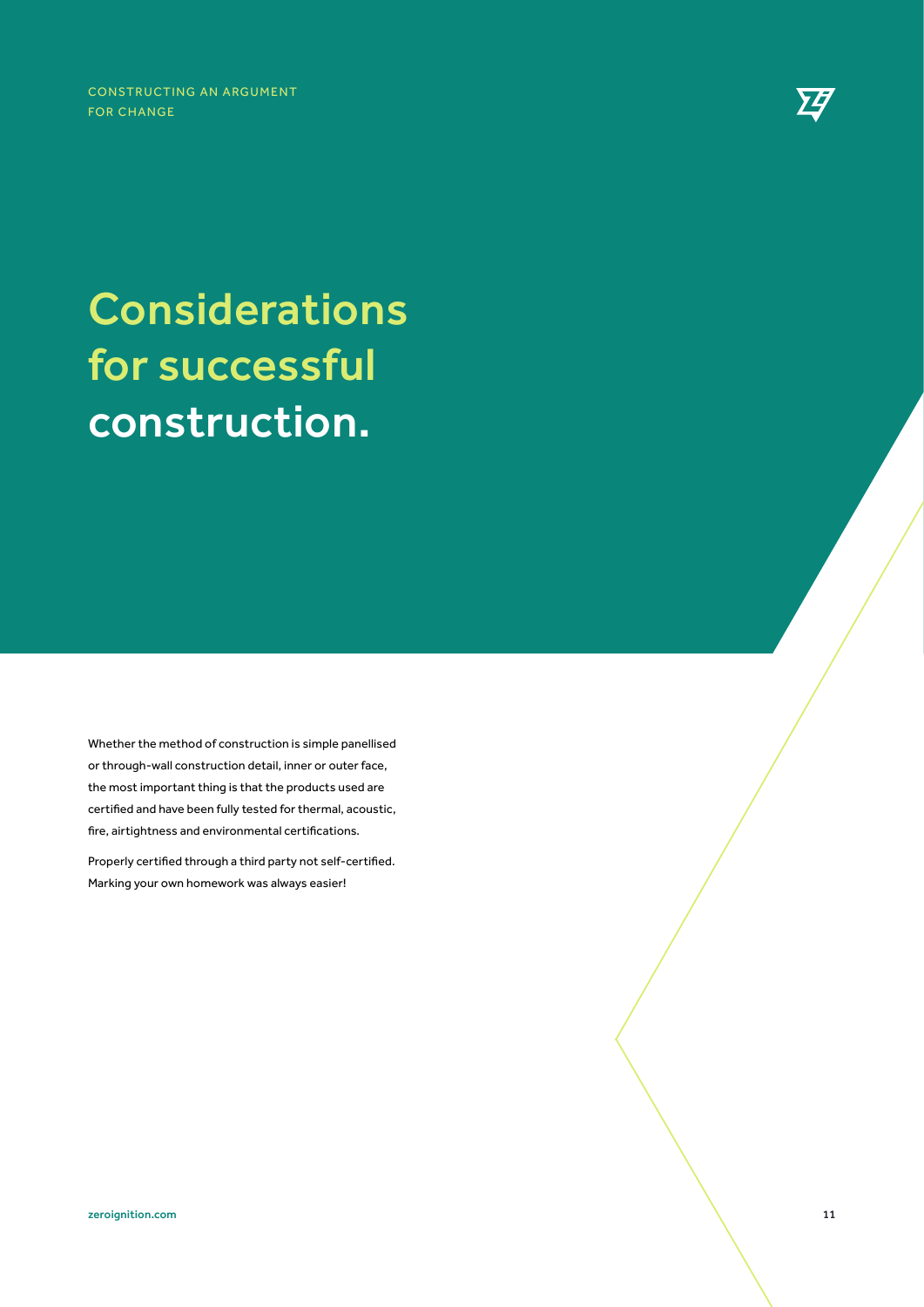# Considerations for successful construction.

Whether the method of construction is simple panellised or through-wall construction detail, inner or outer face, the most important thing is that the products used are certified and have been fully tested for thermal, acoustic, fire, airtightness and environmental certifications.

Properly certified through a third party not self-certified. Marking your own homework was always easier!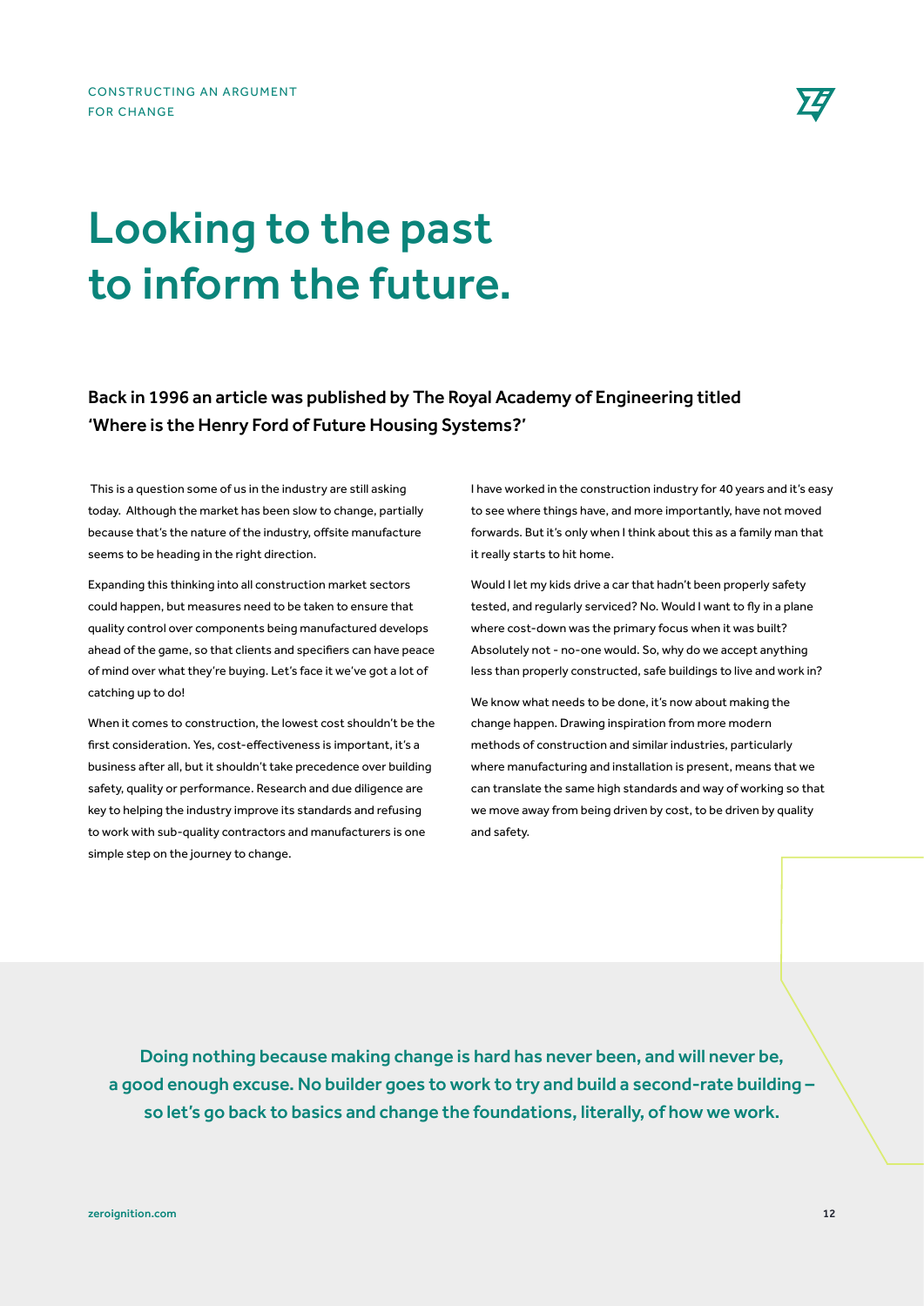# Looking to the past to inform the future.

**Back in 1996 an article was published by The Royal Academy of Engineering titled 'Where is the Henry Ford of Future Housing Systems?'**

This is a question some of us in the industry are still asking today. Although the market has been slow to change, partially because that's the nature of the industry, offsite manufacture seems to be heading in the right direction.

Expanding this thinking into all construction market sectors could happen, but measures need to be taken to ensure that quality control over components being manufactured develops ahead of the game, so that clients and specifiers can have peace of mind over what they're buying. Let's face it we've got a lot of catching up to do!

When it comes to construction, the lowest cost shouldn't be the first consideration. Yes, cost-effectiveness is important, it's a business after all, but it shouldn't take precedence over building safety, quality or performance. Research and due diligence are key to helping the industry improve its standards and refusing to work with sub-quality contractors and manufacturers is one simple step on the journey to change.

I have worked in the construction industry for 40 years and it's easy to see where things have, and more importantly, have not moved forwards. But it's only when I think about this as a family man that it really starts to hit home.

Would I let my kids drive a car that hadn't been properly safety tested, and regularly serviced? No. Would I want to fly in a plane where cost-down was the primary focus when it was built? Absolutely not - no-one would. So, why do we accept anything less than properly constructed, safe buildings to live and work in?

We know what needs to be done, it's now about making the change happen. Drawing inspiration from more modern methods of construction and similar industries, particularly where manufacturing and installation is present, means that we can translate the same high standards and way of working so that we move away from being driven by cost, to be driven by quality and safety.

**Doing nothing because making change is hard has never been, and will never be, a good enough excuse. No builder goes to work to try and build a second-rate building – so let's go back to basics and change the foundations, literally, of how we work.**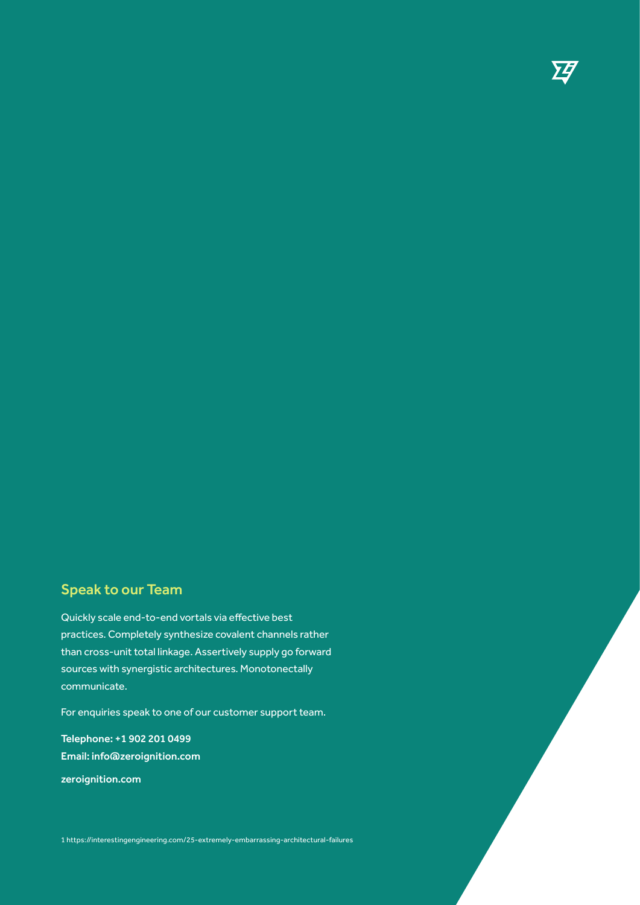## Speak to our Team

Quickly scale end-to-end vortals via effective best practices. Completely synthesize covalent channels rather than cross-unit total linkage. Assertively supply go forward sources with synergistic architectures. Monotonectally communicate.

For enquiries speak to one of our customer support team.

**Telephone: +1 902 201 0499**
**Email: info@zeroignition.com**

**zeroignition.com**

1 https://interestingengineering.com/25-extremely-embarrassing-architectural-failures